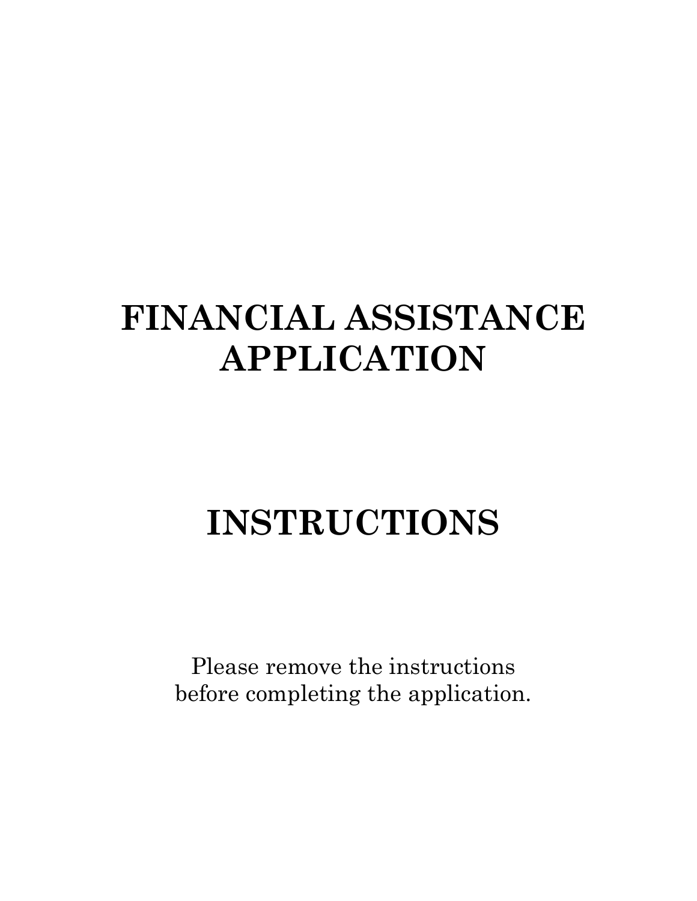# FINANCIAL ASSISTANCE APPLICATION

# INSTRUCTIONS

Please remove the instructions
before completing the application.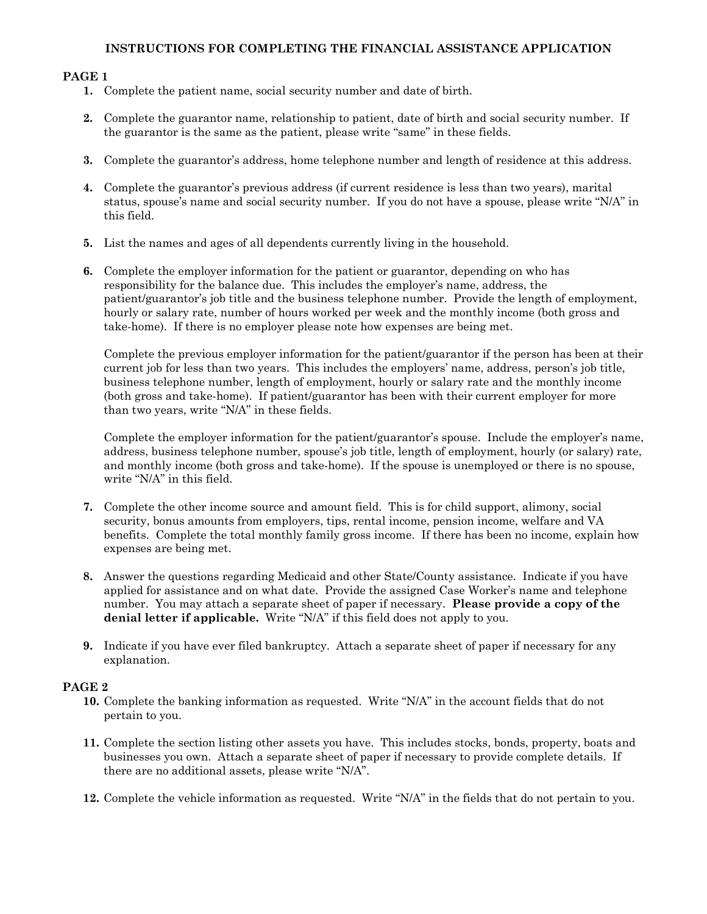# INSTRUCTIONS FOR COMPLETING THE FINANCIAL ASSISTANCE APPLICATION

## PAGE 1

1. Complete the patient name, social security number and date of birth.

2. Complete the guarantor name, relationship to patient, date of birth and social security number. If the guarantor is the same as the patient, please write "same" in these fields.

3. Complete the guarantor's address, home telephone number and length of residence at this address.

4. Complete the guarantor's previous address (if current residence is less than two years), marital status, spouse's name and social security number. If you do not have a spouse, please write "N/A" in this field.

5. List the names and ages of all dependents currently living in the household.

6. Complete the employer information for the patient or guarantor, depending on who has responsibility for the balance due. This includes the employer's name, address, the patient/guarantor's job title and the business telephone number. Provide the length of employment, hourly or salary rate, number of hours worked per week and the monthly income (both gross and take-home). If there is no employer please note how expenses are being met.

   Complete the previous employer information for the patient/guarantor if the person has been at their current job for less than two years. This includes the employers' name, address, person's job title, business telephone number, length of employment, hourly or salary rate and the monthly income (both gross and take-home). If patient/guarantor has been with their current employer for more than two years, write "N/A" in these fields.

   Complete the employer information for the patient/guarantor's spouse. Include the employer's name, address, business telephone number, spouse's job title, length of employment, hourly (or salary) rate, and monthly income (both gross and take-home). If the spouse is unemployed or there is no spouse, write "N/A" in this field.

7. Complete the other income source and amount field. This is for child support, alimony, social security, bonus amounts from employers, tips, rental income, pension income, welfare and VA benefits. Complete the total monthly family gross income. If there has been no income, explain how expenses are being met.

8. Answer the questions regarding Medicaid and other State/County assistance. Indicate if you have applied for assistance and on what date. Provide the assigned Case Worker's name and telephone number. You may attach a separate sheet of paper if necessary. **Please provide a copy of the denial letter if applicable.** Write "N/A" if this field does not apply to you.

9. Indicate if you have ever filed bankruptcy. Attach a separate sheet of paper if necessary for any explanation.

## PAGE 2

10. Complete the banking information as requested. Write "N/A" in the account fields that do not pertain to you.

11. Complete the section listing other assets you have. This includes stocks, bonds, property, boats and businesses you own. Attach a separate sheet of paper if necessary to provide complete details. If there are no additional assets, please write "N/A".

12. Complete the vehicle information as requested. Write "N/A" in the fields that do not pertain to you.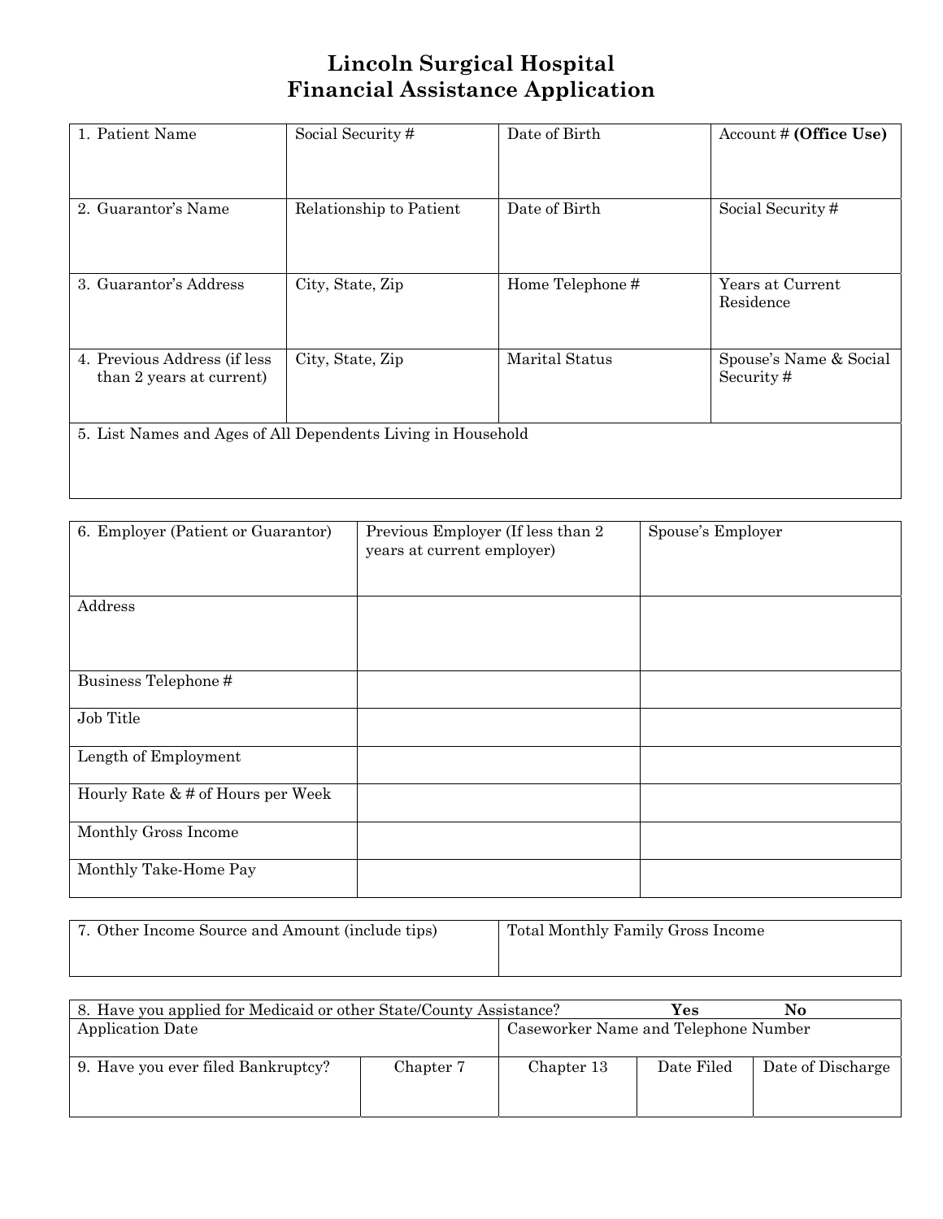# Lincoln Surgical Hospital
# Financial Assistance Application

| 1. Patient Name | Social Security # | Date of Birth | Account # **(Office Use)** |
|---|---|---|---|
| 2. Guarantor's Name | Relationship to Patient | Date of Birth | Social Security # |
| 3. Guarantor's Address | City, State, Zip | Home Telephone # | Years at Current Residence |
| 4. Previous Address (if less than 2 years at current) | City, State, Zip | Marital Status | Spouse's Name & Social Security # |
| 5. List Names and Ages of All Dependents Living in Household | | | |

| 6. Employer (Patient or Guarantor) | Previous Employer (If less than 2 years at current employer) | Spouse's Employer |
|---|---|---|
| Address | | |
| Business Telephone # | | |
| Job Title | | |
| Length of Employment | | |
| Hourly Rate & # of Hours per Week | | |
| Monthly Gross Income | | |
| Monthly Take-Home Pay | | |

| 7. Other Income Source and Amount (include tips) | Total Monthly Family Gross Income |
|---|---|

| 8. Have you applied for Medicaid or other State/County Assistance? **Yes** **No** | | | | |
|---|---|---|---|---|
| Application Date | | Caseworker Name and Telephone Number | | |
| 9. Have you ever filed Bankruptcy? | Chapter 7 | Chapter 13 | Date Filed | Date of Discharge |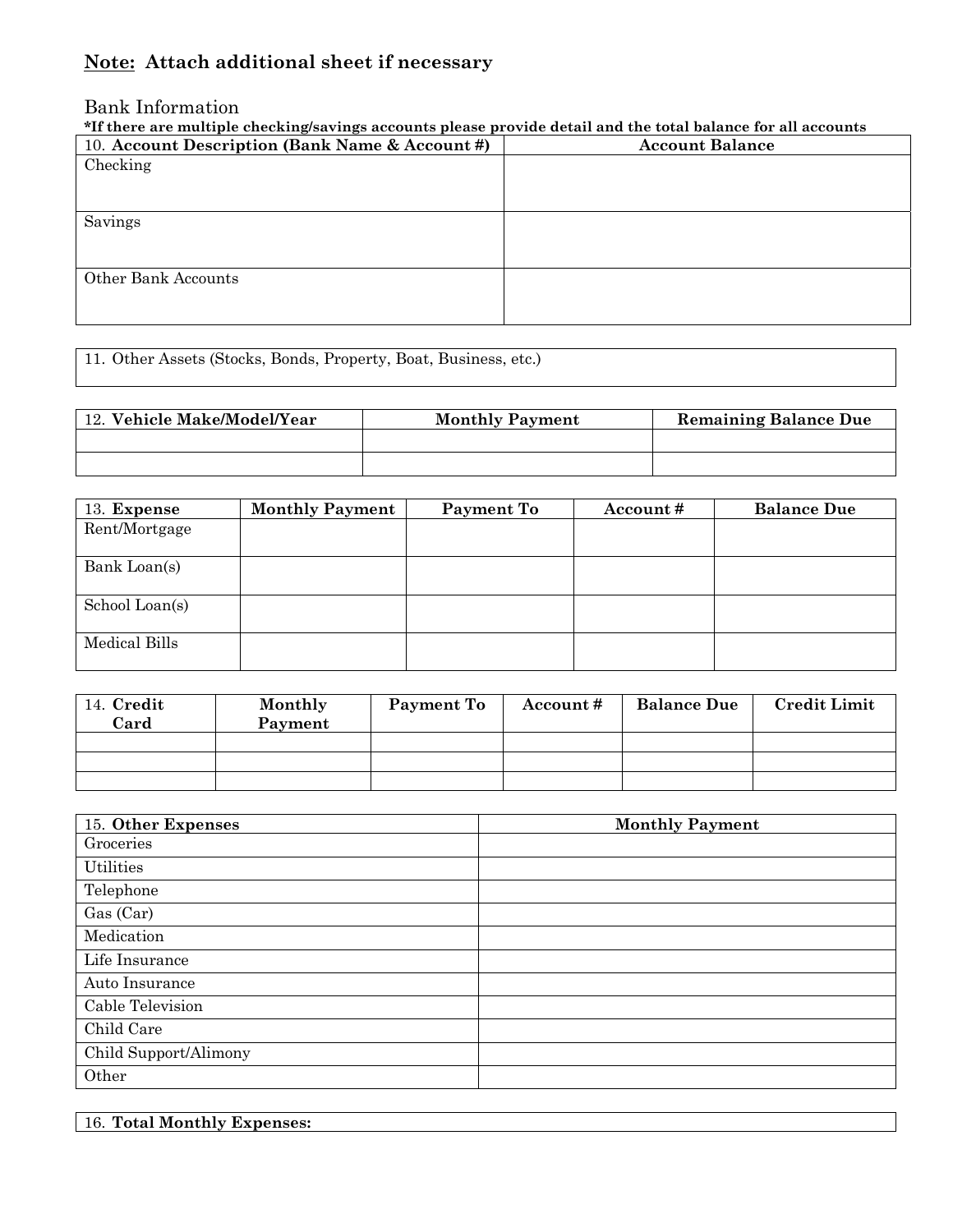**<u>Note:</u> Attach additional sheet if necessary**

Bank Information

**\*If there are multiple checking/savings accounts please provide detail and the total balance for all accounts**

| 10. **Account Description (Bank Name & Account #)** | **Account Balance** |
|---|---|
| Checking | |
| Savings | |
| Other Bank Accounts | |

| 11. Other Assets (Stocks, Bonds, Property, Boat, Business, etc.) |
|---|
| |

| 12. **Vehicle Make/Model/Year** | **Monthly Payment** | **Remaining Balance Due** |
|---|---|---|
| | | |
| | | |

| 13. **Expense** | **Monthly Payment** | **Payment To** | **Account #** | **Balance Due** |
|---|---|---|---|---|
| Rent/Mortgage | | | | |
| Bank Loan(s) | | | | |
| School Loan(s) | | | | |
| Medical Bills | | | | |

| 14. **Credit Card** | **Monthly Payment** | **Payment To** | **Account #** | **Balance Due** | **Credit Limit** |
|---|---|---|---|---|---|
| | | | | | |
| | | | | | |
| | | | | | |

| 15. **Other Expenses** | **Monthly Payment** |
|---|---|
| Groceries | |
| Utilities | |
| Telephone | |
| Gas (Car) | |
| Medication | |
| Life Insurance | |
| Auto Insurance | |
| Cable Television | |
| Child Care | |
| Child Support/Alimony | |
| Other | |

| 16. **Total Monthly Expenses:** |
|---|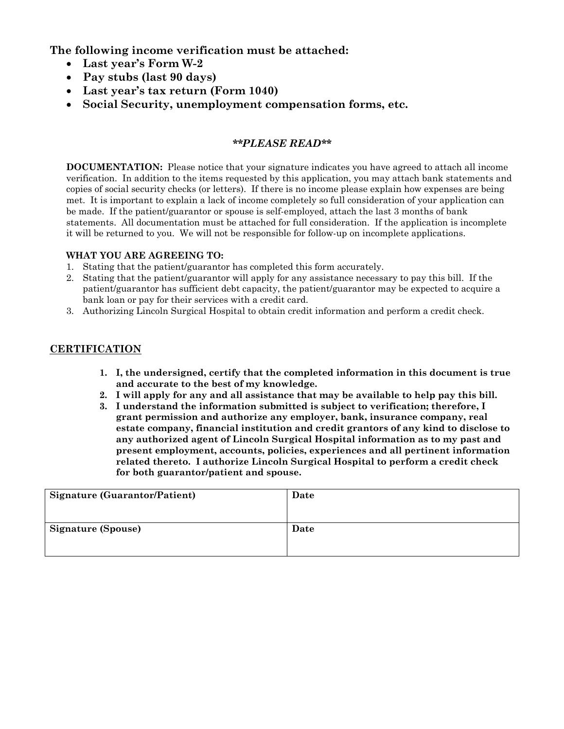**The following income verification must be attached:**

- **Last year's Form W-2**
- **Pay stubs (last 90 days)**
- **Last year's tax return (Form 1040)**
- **Social Security, unemployment compensation forms, etc.**

***\*\*PLEASE READ\*\****

**DOCUMENTATION:** Please notice that your signature indicates you have agreed to attach all income verification. In addition to the items requested by this application, you may attach bank statements and copies of social security checks (or letters). If there is no income please explain how expenses are being met. It is important to explain a lack of income completely so full consideration of your application can be made. If the patient/guarantor or spouse is self-employed, attach the last 3 months of bank statements. All documentation must be attached for full consideration. If the application is incomplete it will be returned to you. We will not be responsible for follow-up on incomplete applications.

**WHAT YOU ARE AGREEING TO:**

1. Stating that the patient/guarantor has completed this form accurately.
2. Stating that the patient/guarantor will apply for any assistance necessary to pay this bill. If the patient/guarantor has sufficient debt capacity, the patient/guarantor may be expected to acquire a bank loan or pay for their services with a credit card.
3. Authorizing Lincoln Surgical Hospital to obtain credit information and perform a credit check.

## CERTIFICATION

1. **I, the undersigned, certify that the completed information in this document is true and accurate to the best of my knowledge.**
2. **I will apply for any and all assistance that may be available to help pay this bill.**
3. **I understand the information submitted is subject to verification; therefore, I grant permission and authorize any employer, bank, insurance company, real estate company, financial institution and credit grantors of any kind to disclose to any authorized agent of Lincoln Surgical Hospital information as to my past and present employment, accounts, policies, experiences and all pertinent information related thereto. I authorize Lincoln Surgical Hospital to perform a credit check for both guarantor/patient and spouse.**

| **Signature (Guarantor/Patient)** | **Date** |
|---|---|
| **Signature (Spouse)** | **Date** |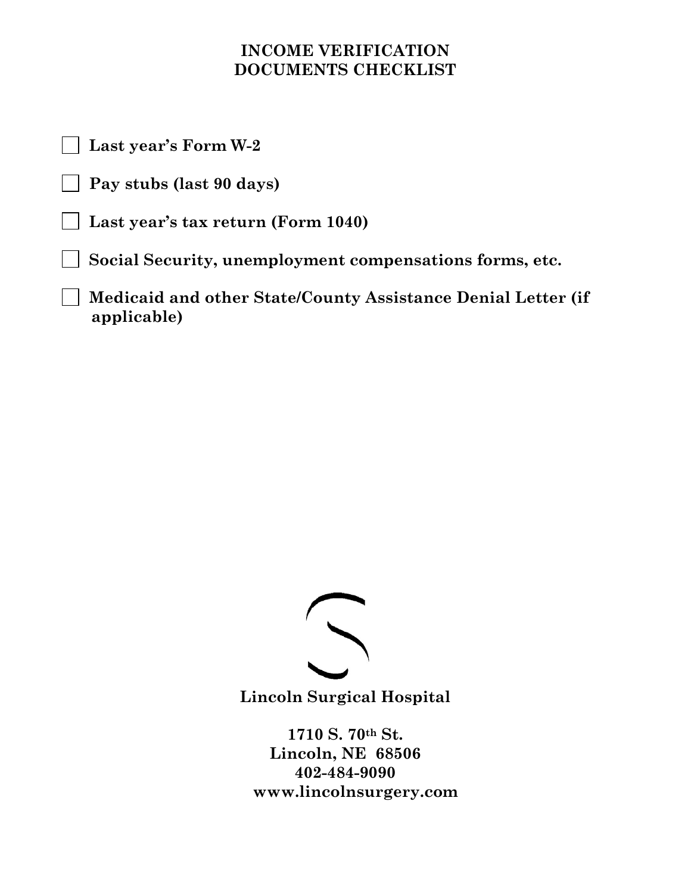# INCOME VERIFICATION DOCUMENTS CHECKLIST

- [ ] **Last year's Form W-2**
- [ ] **Pay stubs (last 90 days)**
- [ ] **Last year's tax return (Form 1040)**
- [ ] **Social Security, unemployment compensations forms, etc.**
- [ ] **Medicaid and other State/County Assistance Denial Letter (if applicable)**

**Lincoln Surgical Hospital**

**1710 S. 70th St.**
**Lincoln, NE 68506**
**402-484-9090**
**www.lincolnsurgery.com**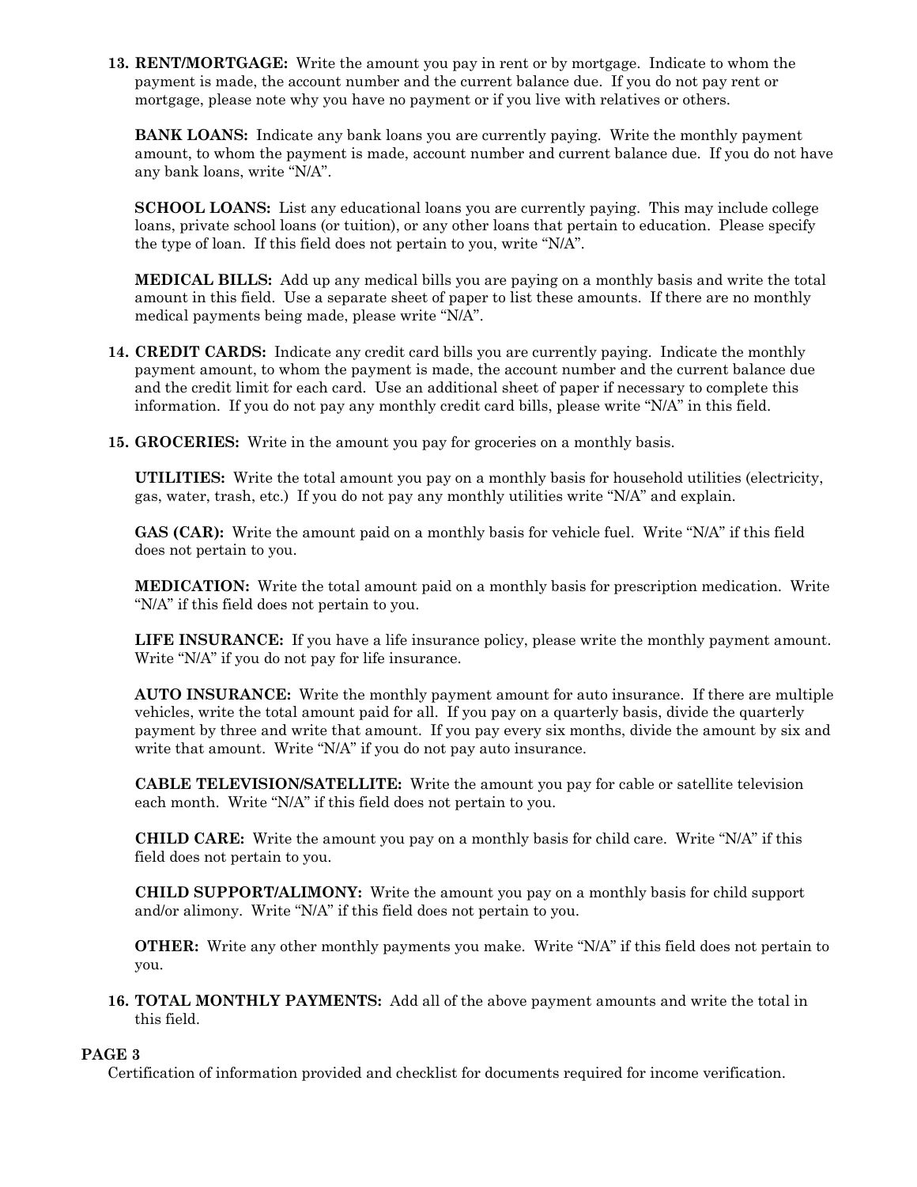13. **RENT/MORTGAGE:** Write the amount you pay in rent or by mortgage. Indicate to whom the payment is made, the account number and the current balance due. If you do not pay rent or mortgage, please note why you have no payment or if you live with relatives or others.

    **BANK LOANS:** Indicate any bank loans you are currently paying. Write the monthly payment amount, to whom the payment is made, account number and current balance due. If you do not have any bank loans, write "N/A".

    **SCHOOL LOANS:** List any educational loans you are currently paying. This may include college loans, private school loans (or tuition), or any other loans that pertain to education. Please specify the type of loan. If this field does not pertain to you, write "N/A".

    **MEDICAL BILLS:** Add up any medical bills you are paying on a monthly basis and write the total amount in this field. Use a separate sheet of paper to list these amounts. If there are no monthly medical payments being made, please write "N/A".

14. **CREDIT CARDS:** Indicate any credit card bills you are currently paying. Indicate the monthly payment amount, to whom the payment is made, the account number and the current balance due and the credit limit for each card. Use an additional sheet of paper if necessary to complete this information. If you do not pay any monthly credit card bills, please write "N/A" in this field.

15. **GROCERIES:** Write in the amount you pay for groceries on a monthly basis.

    **UTILITIES:** Write the total amount you pay on a monthly basis for household utilities (electricity, gas, water, trash, etc.) If you do not pay any monthly utilities write "N/A" and explain.

    **GAS (CAR):** Write the amount paid on a monthly basis for vehicle fuel. Write "N/A" if this field does not pertain to you.

    **MEDICATION:** Write the total amount paid on a monthly basis for prescription medication. Write "N/A" if this field does not pertain to you.

    **LIFE INSURANCE:** If you have a life insurance policy, please write the monthly payment amount. Write "N/A" if you do not pay for life insurance.

    **AUTO INSURANCE:** Write the monthly payment amount for auto insurance. If there are multiple vehicles, write the total amount paid for all. If you pay on a quarterly basis, divide the quarterly payment by three and write that amount. If you pay every six months, divide the amount by six and write that amount. Write "N/A" if you do not pay auto insurance.

    **CABLE TELEVISION/SATELLITE:** Write the amount you pay for cable or satellite television each month. Write "N/A" if this field does not pertain to you.

    **CHILD CARE:** Write the amount you pay on a monthly basis for child care. Write "N/A" if this field does not pertain to you.

    **CHILD SUPPORT/ALIMONY:** Write the amount you pay on a monthly basis for child support and/or alimony. Write "N/A" if this field does not pertain to you.

    **OTHER:** Write any other monthly payments you make. Write "N/A" if this field does not pertain to you.

16. **TOTAL MONTHLY PAYMENTS:** Add all of the above payment amounts and write the total in this field.

**PAGE 3**

Certification of information provided and checklist for documents required for income verification.